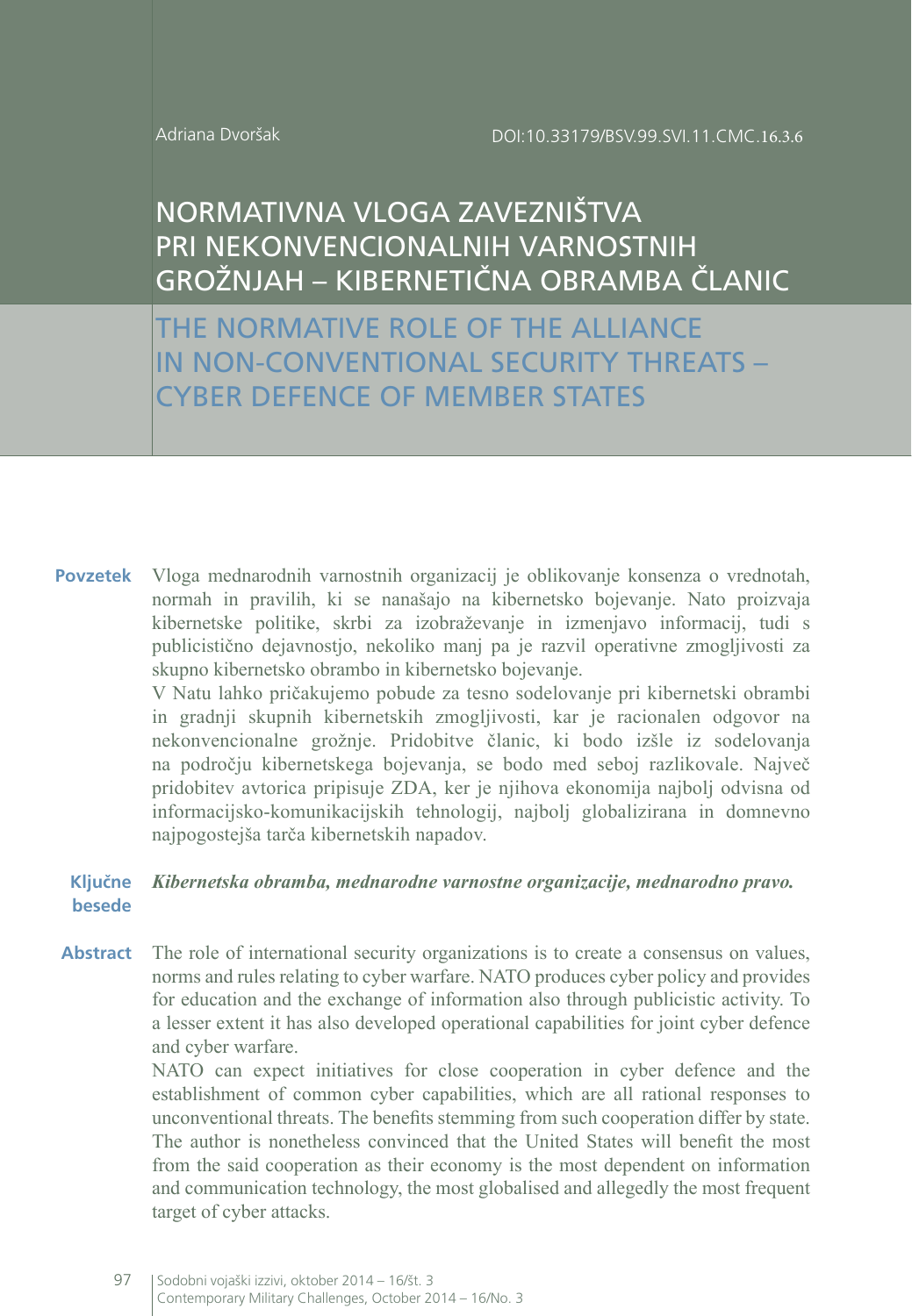Adriana Dvoršak

DOI:10.33179/BSV.99.SVI.11.CMC.16.3.6

# NORMATIVNA VLOGA ZAVEZNIŠTVA PRI NEKONVENCIONALNIH VARNOSTNIH GROŽNJAH – KIBERNETIČNA OBRAMBA ČLANIC

# THE NORMATIVE ROLE OF THE ALLIANCE IN NON-CONVENTIONAL SECURITY THREATS – CYBER DEFENCE OF MEMBER STATES

**Povzetek** Vloga mednarodnih varnostnih organizacij je oblikovanje konsenza o vrednotah, normah in pravilih, ki se nanašajo na kibernetsko bojevanje. Nato proizvaja kibernetske politike, skrbi za izobraževanje in izmenjavo informacij, tudi s publicistično dejavnostjo, nekoliko manj pa je razvil operativne zmogljivosti za skupno kibernetsko obrambo in kibernetsko bojevanje.

V Natu lahko pričakujemo pobude za tesno sodelovanje pri kibernetski obrambi in gradnji skupnih kibernetskih zmogljivosti, kar je racionalen odgovor na nekonvencionalne grožnje. Pridobitve članic, ki bodo izšle iz sodelovanja na področju kibernetskega bojevanja, se bodo med seboj razlikovale. Največ pridobitev avtorica pripisuje ZDA, ker je njihova ekonomija najbolj odvisna od informacijsko-komunikacijskih tehnologij, najbolj globalizirana in domnevno najpogostejša tarča kibernetskih napadov.

**Ključne besede** ***Kibernetska obramba, mednarodne varnostne organizacije, mednarodno pravo.***

**Abstract** The role of international security organizations is to create a consensus on values, norms and rules relating to cyber warfare. NATO produces cyber policy and provides for education and the exchange of information also through publicistic activity. To a lesser extent it has also developed operational capabilities for joint cyber defence and cyber warfare.

NATO can expect initiatives for close cooperation in cyber defence and the establishment of common cyber capabilities, which are all rational responses to unconventional threats. The benefits stemming from such cooperation differ by state. The author is nonetheless convinced that the United States will benefit the most from the said cooperation as their economy is the most dependent on information and communication technology, the most globalised and allegedly the most frequent target of cyber attacks.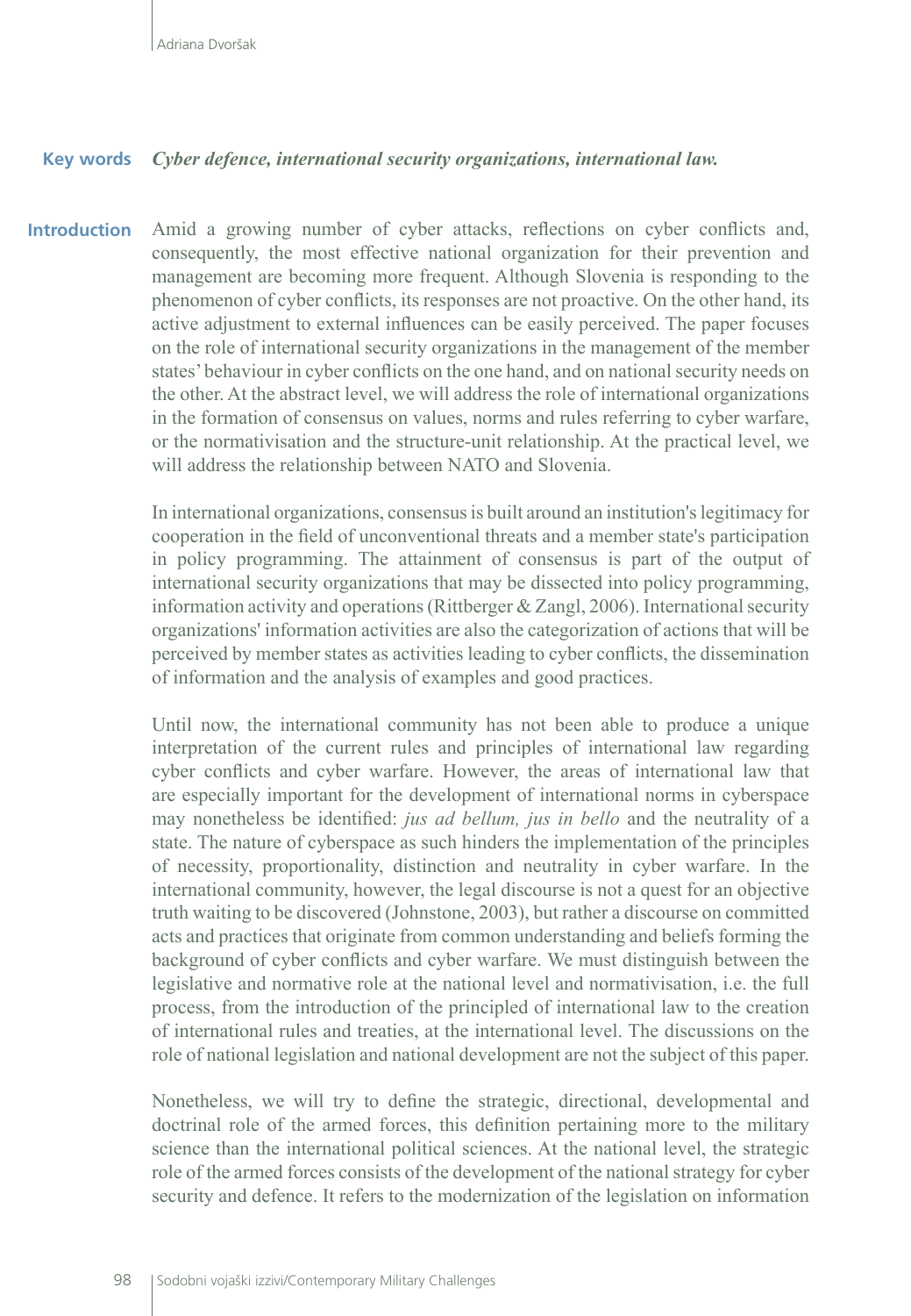**Key words** *Cyber defence, international security organizations, international law.*

## Introduction

Amid a growing number of cyber attacks, reflections on cyber conflicts and, consequently, the most effective national organization for their prevention and management are becoming more frequent. Although Slovenia is responding to the phenomenon of cyber conflicts, its responses are not proactive. On the other hand, its active adjustment to external influences can be easily perceived. The paper focuses on the role of international security organizations in the management of the member states' behaviour in cyber conflicts on the one hand, and on national security needs on the other. At the abstract level, we will address the role of international organizations in the formation of consensus on values, norms and rules referring to cyber warfare, or the normativisation and the structure-unit relationship. At the practical level, we will address the relationship between NATO and Slovenia.

In international organizations, consensus is built around an institution's legitimacy for cooperation in the field of unconventional threats and a member state's participation in policy programming. The attainment of consensus is part of the output of international security organizations that may be dissected into policy programming, information activity and operations (Rittberger & Zangl, 2006). International security organizations' information activities are also the categorization of actions that will be perceived by member states as activities leading to cyber conflicts, the dissemination of information and the analysis of examples and good practices.

Until now, the international community has not been able to produce a unique interpretation of the current rules and principles of international law regarding cyber conflicts and cyber warfare. However, the areas of international law that are especially important for the development of international norms in cyberspace may nonetheless be identified: *jus ad bellum, jus in bello* and the neutrality of a state. The nature of cyberspace as such hinders the implementation of the principles of necessity, proportionality, distinction and neutrality in cyber warfare. In the international community, however, the legal discourse is not a quest for an objective truth waiting to be discovered (Johnstone, 2003), but rather a discourse on committed acts and practices that originate from common understanding and beliefs forming the background of cyber conflicts and cyber warfare. We must distinguish between the legislative and normative role at the national level and normativisation, i.e. the full process, from the introduction of the principled of international law to the creation of international rules and treaties, at the international level. The discussions on the role of national legislation and national development are not the subject of this paper.

Nonetheless, we will try to define the strategic, directional, developmental and doctrinal role of the armed forces, this definition pertaining more to the military science than the international political sciences. At the national level, the strategic role of the armed forces consists of the development of the national strategy for cyber security and defence. It refers to the modernization of the legislation on information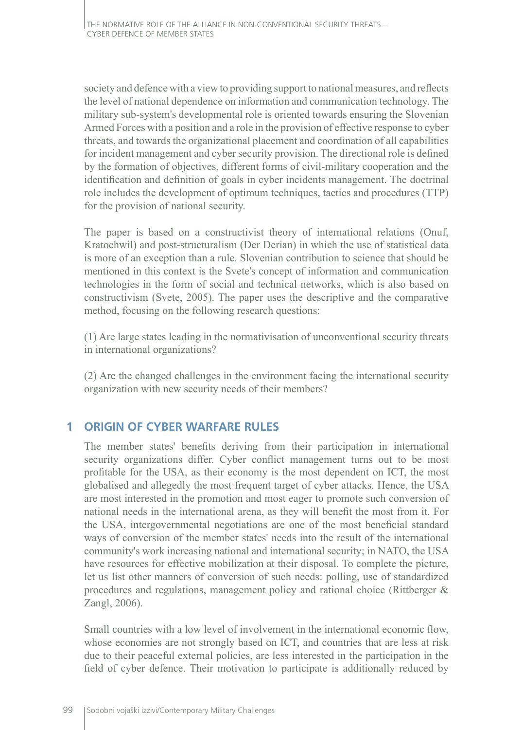society and defence with a view to providing support to national measures, and reflects the level of national dependence on information and communication technology. The military sub-system's developmental role is oriented towards ensuring the Slovenian Armed Forces with a position and a role in the provision of effective response to cyber threats, and towards the organizational placement and coordination of all capabilities for incident management and cyber security provision. The directional role is defined by the formation of objectives, different forms of civil-military cooperation and the identification and definition of goals in cyber incidents management. The doctrinal role includes the development of optimum techniques, tactics and procedures (TTP) for the provision of national security.

The paper is based on a constructivist theory of international relations (Onuf, Kratochwil) and post-structuralism (Der Derian) in which the use of statistical data is more of an exception than a rule. Slovenian contribution to science that should be mentioned in this context is the Svete's concept of information and communication technologies in the form of social and technical networks, which is also based on constructivism (Svete, 2005). The paper uses the descriptive and the comparative method, focusing on the following research questions:

(1) Are large states leading in the normativisation of unconventional security threats in international organizations?

(2) Are the changed challenges in the environment facing the international security organization with new security needs of their members?

## 1 ORIGIN OF CYBER WARFARE RULES

The member states' benefits deriving from their participation in international security organizations differ. Cyber conflict management turns out to be most profitable for the USA, as their economy is the most dependent on ICT, the most globalised and allegedly the most frequent target of cyber attacks. Hence, the USA are most interested in the promotion and most eager to promote such conversion of national needs in the international arena, as they will benefit the most from it. For the USA, intergovernmental negotiations are one of the most beneficial standard ways of conversion of the member states' needs into the result of the international community's work increasing national and international security; in NATO, the USA have resources for effective mobilization at their disposal. To complete the picture, let us list other manners of conversion of such needs: polling, use of standardized procedures and regulations, management policy and rational choice (Rittberger & Zangl, 2006).

Small countries with a low level of involvement in the international economic flow, whose economies are not strongly based on ICT, and countries that are less at risk due to their peaceful external policies, are less interested in the participation in the field of cyber defence. Their motivation to participate is additionally reduced by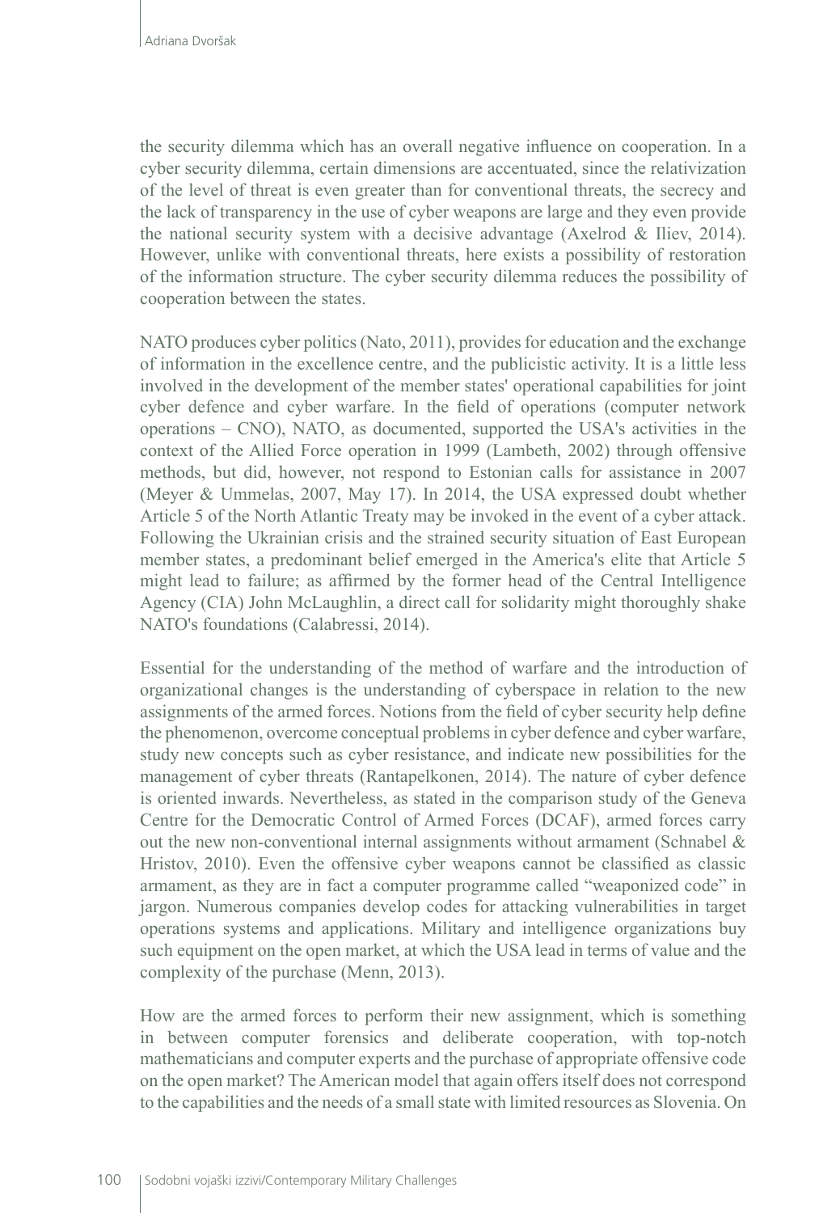the security dilemma which has an overall negative influence on cooperation. In a cyber security dilemma, certain dimensions are accentuated, since the relativization of the level of threat is even greater than for conventional threats, the secrecy and the lack of transparency in the use of cyber weapons are large and they even provide the national security system with a decisive advantage (Axelrod & Iliev, 2014). However, unlike with conventional threats, here exists a possibility of restoration of the information structure. The cyber security dilemma reduces the possibility of cooperation between the states.

NATO produces cyber politics (Nato, 2011), provides for education and the exchange of information in the excellence centre, and the publicistic activity. It is a little less involved in the development of the member states' operational capabilities for joint cyber defence and cyber warfare. In the field of operations (computer network operations – CNO), NATO, as documented, supported the USA's activities in the context of the Allied Force operation in 1999 (Lambeth, 2002) through offensive methods, but did, however, not respond to Estonian calls for assistance in 2007 (Meyer & Ummelas, 2007, May 17). In 2014, the USA expressed doubt whether Article 5 of the North Atlantic Treaty may be invoked in the event of a cyber attack. Following the Ukrainian crisis and the strained security situation of East European member states, a predominant belief emerged in the America's elite that Article 5 might lead to failure; as affirmed by the former head of the Central Intelligence Agency (CIA) John McLaughlin, a direct call for solidarity might thoroughly shake NATO's foundations (Calabressi, 2014).

Essential for the understanding of the method of warfare and the introduction of organizational changes is the understanding of cyberspace in relation to the new assignments of the armed forces. Notions from the field of cyber security help define the phenomenon, overcome conceptual problems in cyber defence and cyber warfare, study new concepts such as cyber resistance, and indicate new possibilities for the management of cyber threats (Rantapelkonen, 2014). The nature of cyber defence is oriented inwards. Nevertheless, as stated in the comparison study of the Geneva Centre for the Democratic Control of Armed Forces (DCAF), armed forces carry out the new non-conventional internal assignments without armament (Schnabel & Hristov, 2010). Even the offensive cyber weapons cannot be classified as classic armament, as they are in fact a computer programme called "weaponized code" in jargon. Numerous companies develop codes for attacking vulnerabilities in target operations systems and applications. Military and intelligence organizations buy such equipment on the open market, at which the USA lead in terms of value and the complexity of the purchase (Menn, 2013).

How are the armed forces to perform their new assignment, which is something in between computer forensics and deliberate cooperation, with top-notch mathematicians and computer experts and the purchase of appropriate offensive code on the open market? The American model that again offers itself does not correspond to the capabilities and the needs of a small state with limited resources as Slovenia. On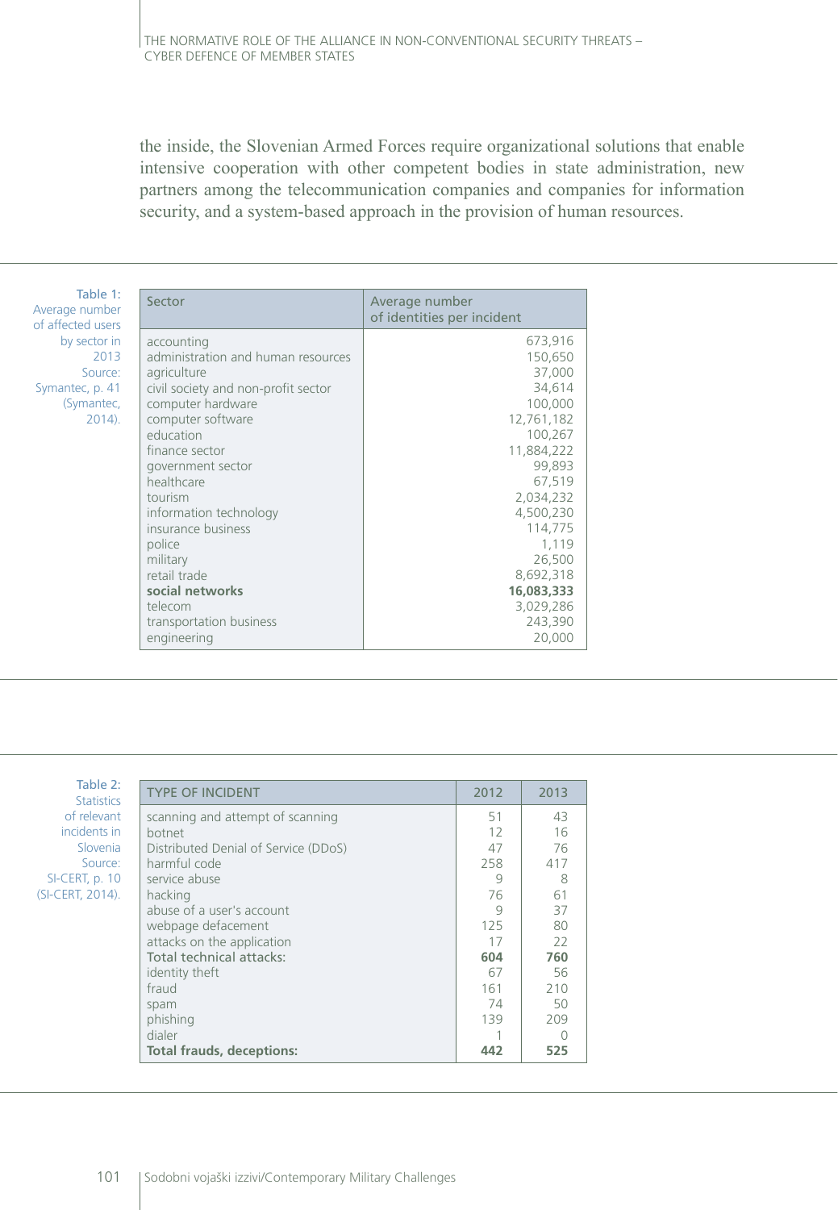the inside, the Slovenian Armed Forces require organizational solutions that enable intensive cooperation with other competent bodies in state administration, new partners among the telecommunication companies and companies for information security, and a system-based approach in the provision of human resources.

Table 1: Average number of affected users by sector in 2013 Source: Symantec, p. 41 (Symantec, 2014).

| Sector | Average number of identities per incident |
|---|---|
| accounting | 673,916 |
| administration and human resources | 150,650 |
| agriculture | 37,000 |
| civil society and non-profit sector | 34,614 |
| computer hardware | 100,000 |
| computer software | 12,761,182 |
| education | 100,267 |
| finance sector | 11,884,222 |
| government sector | 99,893 |
| healthcare | 67,519 |
| tourism | 2,034,232 |
| information technology | 4,500,230 |
| insurance business | 114,775 |
| police | 1,119 |
| military | 26,500 |
| retail trade | 8,692,318 |
| **social networks** | **16,083,333** |
| telecom | 3,029,286 |
| transportation business | 243,390 |
| engineering | 20,000 |

Table 2: Statistics of relevant incidents in Slovenia Source: SI-CERT, p. 10 (SI-CERT, 2014).

| TYPE OF INCIDENT | 2012 | 2013 |
|---|---|---|
| scanning and attempt of scanning | 51 | 43 |
| botnet | 12 | 16 |
| Distributed Denial of Service (DDoS) | 47 | 76 |
| harmful code | 258 | 417 |
| service abuse | 9 | 8 |
| hacking | 76 | 61 |
| abuse of a user's account | 9 | 37 |
| webpage defacement | 125 | 80 |
| attacks on the application | 17 | 22 |
| **Total technical attacks:** | **604** | **760** |
| identity theft | 67 | 56 |
| fraud | 161 | 210 |
| spam | 74 | 50 |
| phishing | 139 | 209 |
| dialer | 1 | 0 |
| **Total frauds, deceptions:** | **442** | **525** |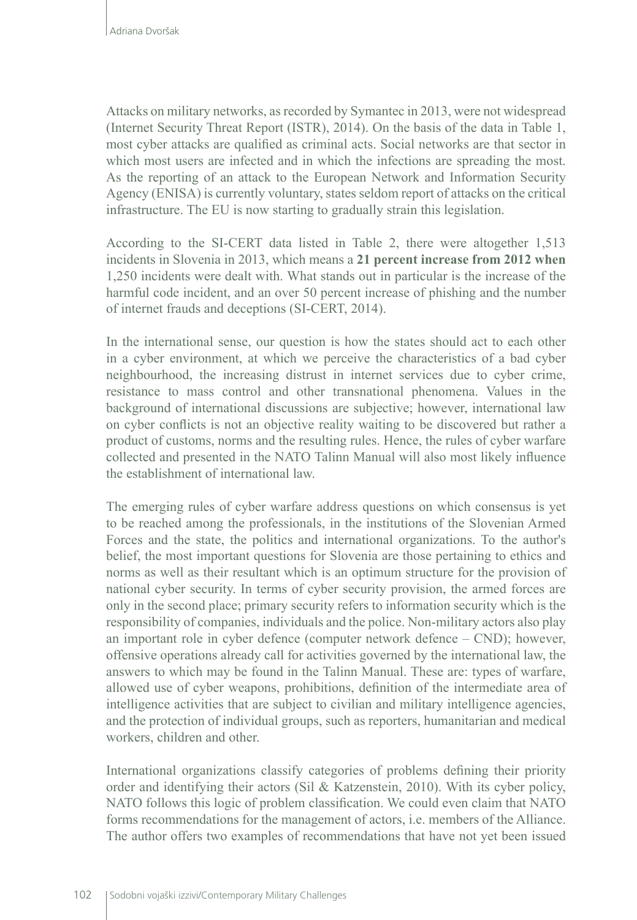Attacks on military networks, as recorded by Symantec in 2013, were not widespread (Internet Security Threat Report (ISTR), 2014). On the basis of the data in Table 1, most cyber attacks are qualified as criminal acts. Social networks are that sector in which most users are infected and in which the infections are spreading the most. As the reporting of an attack to the European Network and Information Security Agency (ENISA) is currently voluntary, states seldom report of attacks on the critical infrastructure. The EU is now starting to gradually strain this legislation.

According to the SI-CERT data listed in Table 2, there were altogether 1,513 incidents in Slovenia in 2013, which means a **21 percent increase from 2012 when** 1,250 incidents were dealt with. What stands out in particular is the increase of the harmful code incident, and an over 50 percent increase of phishing and the number of internet frauds and deceptions (SI-CERT, 2014).

In the international sense, our question is how the states should act to each other in a cyber environment, at which we perceive the characteristics of a bad cyber neighbourhood, the increasing distrust in internet services due to cyber crime, resistance to mass control and other transnational phenomena. Values in the background of international discussions are subjective; however, international law on cyber conflicts is not an objective reality waiting to be discovered but rather a product of customs, norms and the resulting rules. Hence, the rules of cyber warfare collected and presented in the NATO Talinn Manual will also most likely influence the establishment of international law.

The emerging rules of cyber warfare address questions on which consensus is yet to be reached among the professionals, in the institutions of the Slovenian Armed Forces and the state, the politics and international organizations. To the author's belief, the most important questions for Slovenia are those pertaining to ethics and norms as well as their resultant which is an optimum structure for the provision of national cyber security. In terms of cyber security provision, the armed forces are only in the second place; primary security refers to information security which is the responsibility of companies, individuals and the police. Non-military actors also play an important role in cyber defence (computer network defence – CND); however, offensive operations already call for activities governed by the international law, the answers to which may be found in the Talinn Manual. These are: types of warfare, allowed use of cyber weapons, prohibitions, definition of the intermediate area of intelligence activities that are subject to civilian and military intelligence agencies, and the protection of individual groups, such as reporters, humanitarian and medical workers, children and other.

International organizations classify categories of problems defining their priority order and identifying their actors (Sil & Katzenstein, 2010). With its cyber policy, NATO follows this logic of problem classification. We could even claim that NATO forms recommendations for the management of actors, i.e. members of the Alliance. The author offers two examples of recommendations that have not yet been issued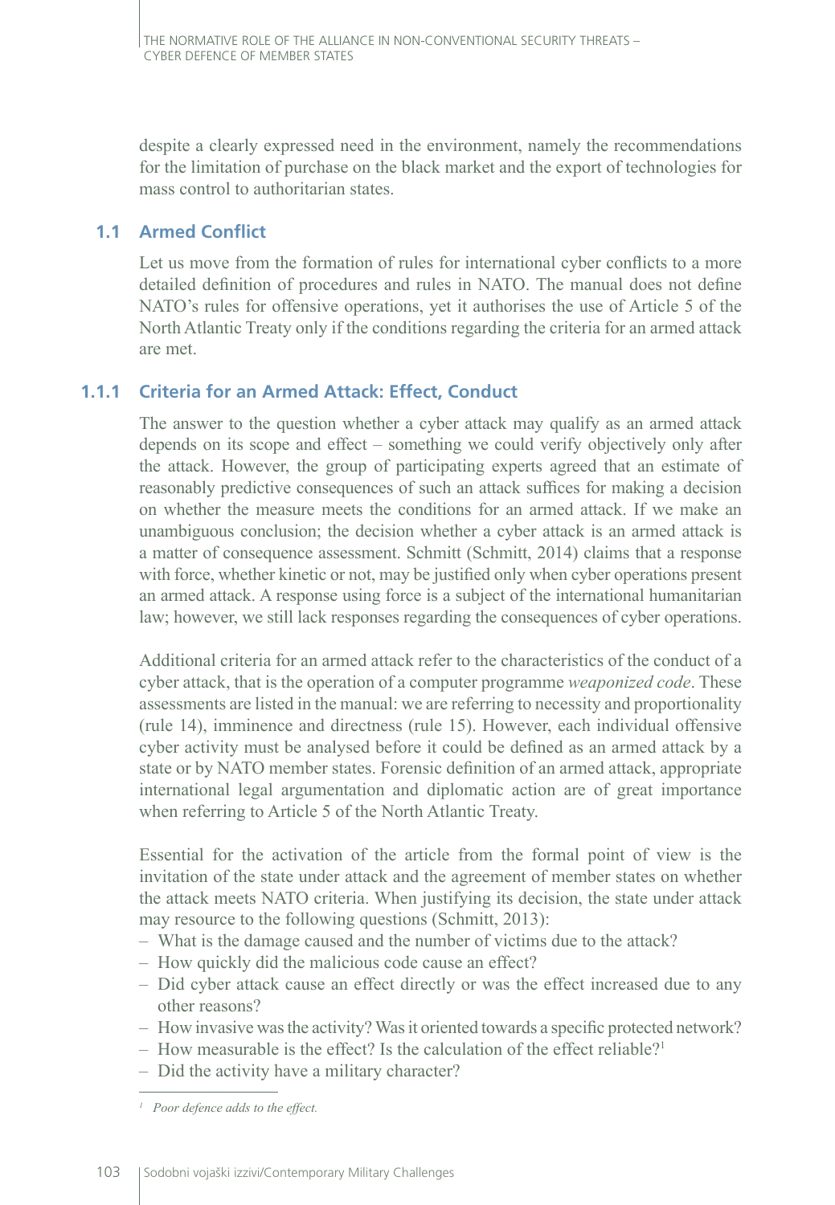despite a clearly expressed need in the environment, namely the recommendations for the limitation of purchase on the black market and the export of technologies for mass control to authoritarian states.

## 1.1 Armed Conflict

Let us move from the formation of rules for international cyber conflicts to a more detailed definition of procedures and rules in NATO. The manual does not define NATO's rules for offensive operations, yet it authorises the use of Article 5 of the North Atlantic Treaty only if the conditions regarding the criteria for an armed attack are met.

### 1.1.1 Criteria for an Armed Attack: Effect, Conduct

The answer to the question whether a cyber attack may qualify as an armed attack depends on its scope and effect – something we could verify objectively only after the attack. However, the group of participating experts agreed that an estimate of reasonably predictive consequences of such an attack suffices for making a decision on whether the measure meets the conditions for an armed attack. If we make an unambiguous conclusion; the decision whether a cyber attack is an armed attack is a matter of consequence assessment. Schmitt (Schmitt, 2014) claims that a response with force, whether kinetic or not, may be justified only when cyber operations present an armed attack. A response using force is a subject of the international humanitarian law; however, we still lack responses regarding the consequences of cyber operations.

Additional criteria for an armed attack refer to the characteristics of the conduct of a cyber attack, that is the operation of a computer programme *weaponized code*. These assessments are listed in the manual: we are referring to necessity and proportionality (rule 14), imminence and directness (rule 15). However, each individual offensive cyber activity must be analysed before it could be defined as an armed attack by a state or by NATO member states. Forensic definition of an armed attack, appropriate international legal argumentation and diplomatic action are of great importance when referring to Article 5 of the North Atlantic Treaty.

Essential for the activation of the article from the formal point of view is the invitation of the state under attack and the agreement of member states on whether the attack meets NATO criteria. When justifying its decision, the state under attack may resource to the following questions (Schmitt, 2013):

- What is the damage caused and the number of victims due to the attack?
- How quickly did the malicious code cause an effect?
- Did cyber attack cause an effect directly or was the effect increased due to any other reasons?
- How invasive was the activity? Was it oriented towards a specific protected network?
- How measurable is the effect? Is the calculation of the effect reliable?[1]
- Did the activity have a military character?

[1] *Poor defence adds to the effect.*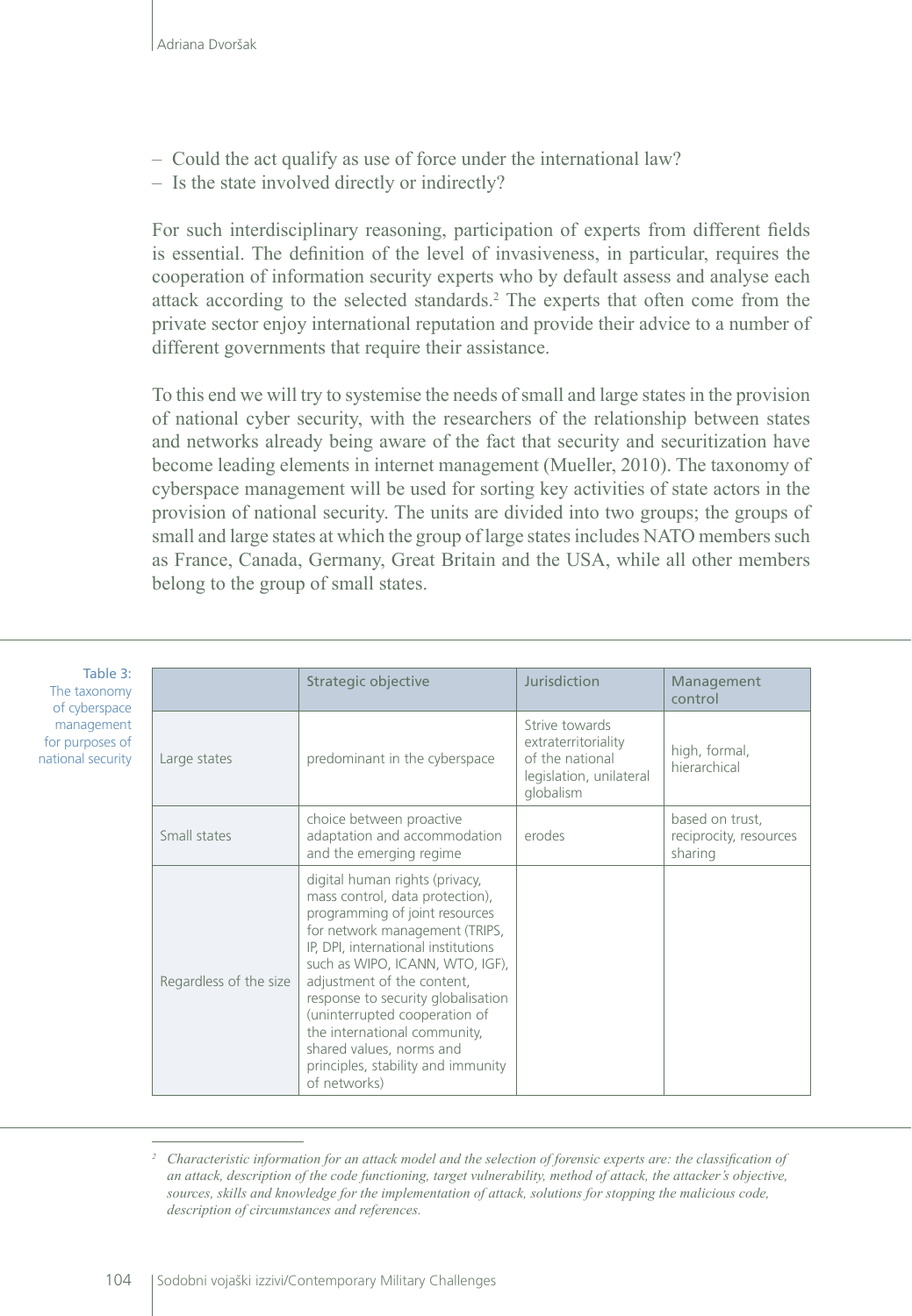– Could the act qualify as use of force under the international law?
– Is the state involved directly or indirectly?

For such interdisciplinary reasoning, participation of experts from different fields is essential. The definition of the level of invasiveness, in particular, requires the cooperation of information security experts who by default assess and analyse each attack according to the selected standards.[2] The experts that often come from the private sector enjoy international reputation and provide their advice to a number of different governments that require their assistance.

To this end we will try to systemise the needs of small and large states in the provision of national cyber security, with the researchers of the relationship between states and networks already being aware of the fact that security and securitization have become leading elements in internet management (Mueller, 2010). The taxonomy of cyberspace management will be used for sorting key activities of state actors in the provision of national security. The units are divided into two groups; the groups of small and large states at which the group of large states includes NATO members such as France, Canada, Germany, Great Britain and the USA, while all other members belong to the group of small states.

Table 3: The taxonomy of cyberspace management for purposes of national security

| | Strategic objective | Jurisdiction | Management control |
|---|---|---|---|
| Large states | predominant in the cyberspace | Strive towards extraterritoriality of the national legislation, unilateral globalism | high, formal, hierarchical |
| Small states | choice between proactive adaptation and accommodation and the emerging regime | erodes | based on trust, reciprocity, resources sharing |
| Regardless of the size | digital human rights (privacy, mass control, data protection), programming of joint resources for network management (TRIPS, IP, DPI, international institutions such as WIPO, ICANN, WTO, IGF), adjustment of the content, response to security globalisation (uninterrupted cooperation of the international community, shared values, norms and principles, stability and immunity of networks) | | |

[2] *Characteristic information for an attack model and the selection of forensic experts are: the classification of an attack, description of the code functioning, target vulnerability, method of attack, the attacker's objective, sources, skills and knowledge for the implementation of attack, solutions for stopping the malicious code, description of circumstances and references.*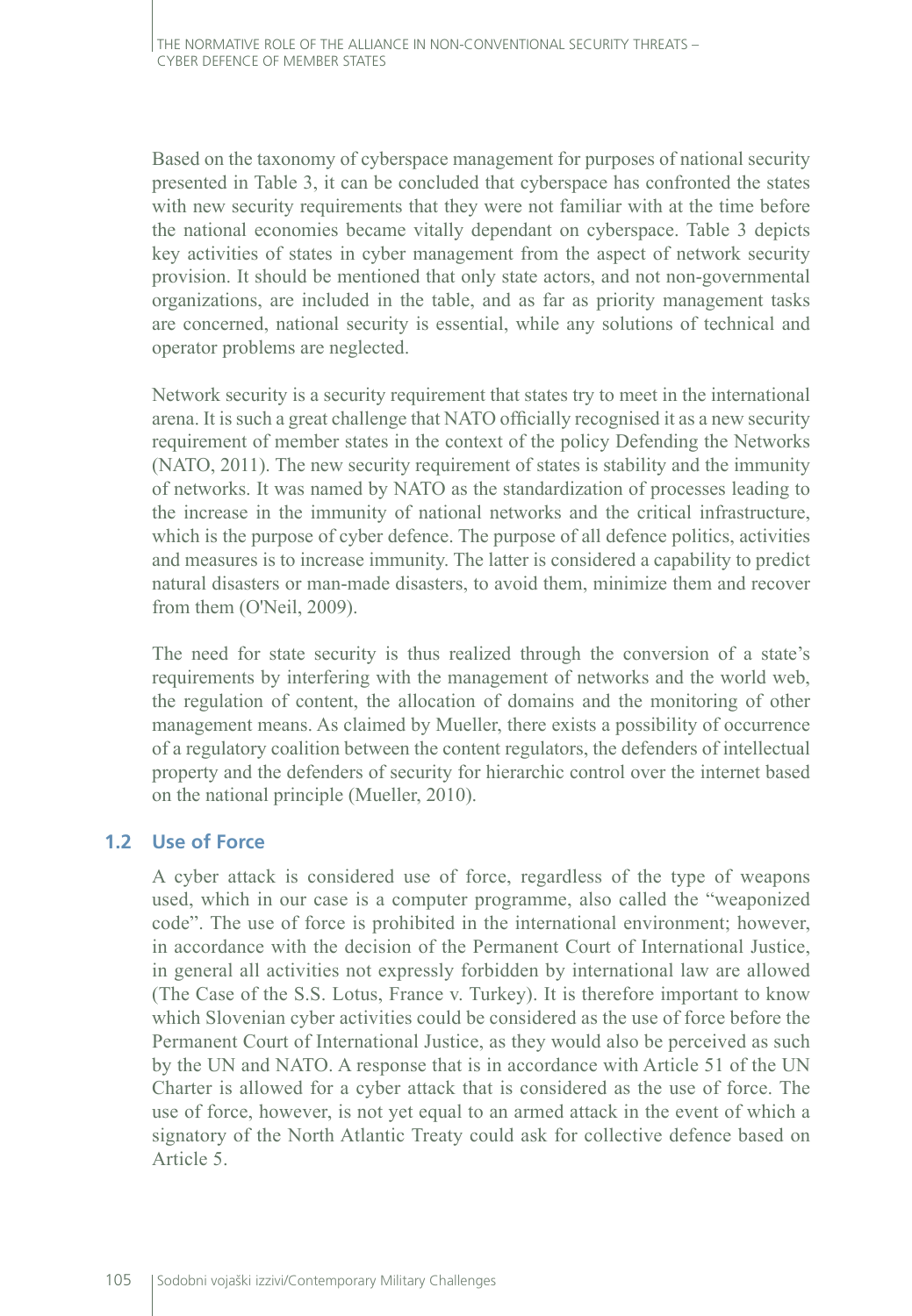Based on the taxonomy of cyberspace management for purposes of national security presented in Table 3, it can be concluded that cyberspace has confronted the states with new security requirements that they were not familiar with at the time before the national economies became vitally dependant on cyberspace. Table 3 depicts key activities of states in cyber management from the aspect of network security provision. It should be mentioned that only state actors, and not non-governmental organizations, are included in the table, and as far as priority management tasks are concerned, national security is essential, while any solutions of technical and operator problems are neglected.

Network security is a security requirement that states try to meet in the international arena. It is such a great challenge that NATO officially recognised it as a new security requirement of member states in the context of the policy Defending the Networks (NATO, 2011). The new security requirement of states is stability and the immunity of networks. It was named by NATO as the standardization of processes leading to the increase in the immunity of national networks and the critical infrastructure, which is the purpose of cyber defence. The purpose of all defence politics, activities and measures is to increase immunity. The latter is considered a capability to predict natural disasters or man-made disasters, to avoid them, minimize them and recover from them (O'Neil, 2009).

The need for state security is thus realized through the conversion of a state's requirements by interfering with the management of networks and the world web, the regulation of content, the allocation of domains and the monitoring of other management means. As claimed by Mueller, there exists a possibility of occurrence of a regulatory coalition between the content regulators, the defenders of intellectual property and the defenders of security for hierarchic control over the internet based on the national principle (Mueller, 2010).

## 1.2 Use of Force

A cyber attack is considered use of force, regardless of the type of weapons used, which in our case is a computer programme, also called the "weaponized code". The use of force is prohibited in the international environment; however, in accordance with the decision of the Permanent Court of International Justice, in general all activities not expressly forbidden by international law are allowed (The Case of the S.S. Lotus, France v. Turkey). It is therefore important to know which Slovenian cyber activities could be considered as the use of force before the Permanent Court of International Justice, as they would also be perceived as such by the UN and NATO. A response that is in accordance with Article 51 of the UN Charter is allowed for a cyber attack that is considered as the use of force. The use of force, however, is not yet equal to an armed attack in the event of which a signatory of the North Atlantic Treaty could ask for collective defence based on Article 5.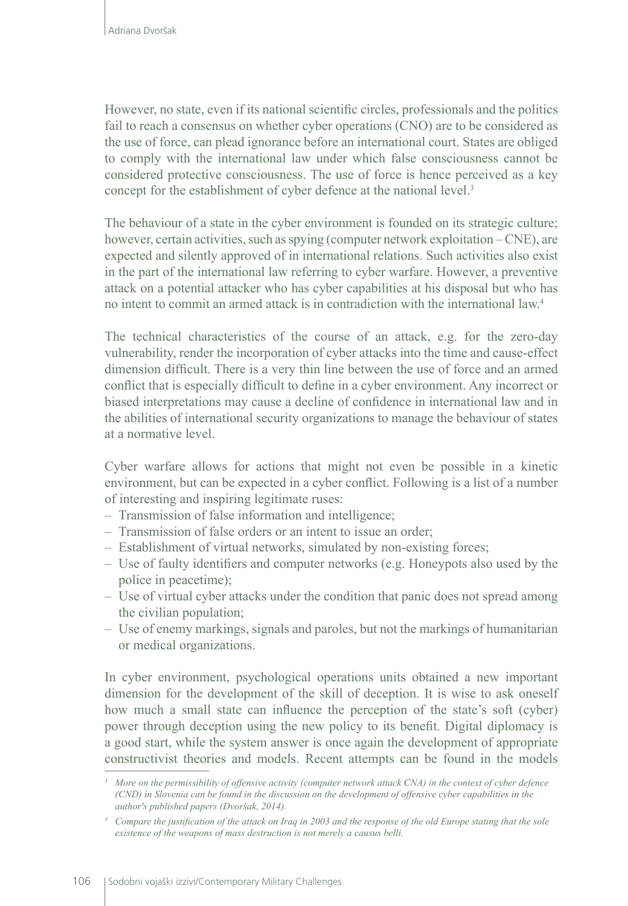However, no state, even if its national scientific circles, professionals and the politics fail to reach a consensus on whether cyber operations (CNO) are to be considered as the use of force, can plead ignorance before an international court. States are obliged to comply with the international law under which false consciousness cannot be considered protective consciousness. The use of force is hence perceived as a key concept for the establishment of cyber defence at the national level.[3]

The behaviour of a state in the cyber environment is founded on its strategic culture; however, certain activities, such as spying (computer network exploitation – CNE), are expected and silently approved of in international relations. Such activities also exist in the part of the international law referring to cyber warfare. However, a preventive attack on a potential attacker who has cyber capabilities at his disposal but who has no intent to commit an armed attack is in contradiction with the international law.[4]

The technical characteristics of the course of an attack, e.g. for the zero-day vulnerability, render the incorporation of cyber attacks into the time and cause-effect dimension difficult. There is a very thin line between the use of force and an armed conflict that is especially difficult to define in a cyber environment. Any incorrect or biased interpretations may cause a decline of confidence in international law and in the abilities of international security organizations to manage the behaviour of states at a normative level.

Cyber warfare allows for actions that might not even be possible in a kinetic environment, but can be expected in a cyber conflict. Following is a list of a number of interesting and inspiring legitimate ruses:

- Transmission of false information and intelligence;
- Transmission of false orders or an intent to issue an order;
- Establishment of virtual networks, simulated by non-existing forces;
- Use of faulty identifiers and computer networks (e.g. Honeypots also used by the police in peacetime);
- Use of virtual cyber attacks under the condition that panic does not spread among the civilian population;
- Use of enemy markings, signals and paroles, but not the markings of humanitarian or medical organizations.

In cyber environment, psychological operations units obtained a new important dimension for the development of the skill of deception. It is wise to ask oneself how much a small state can influence the perception of the state's soft (cyber) power through deception using the new policy to its benefit. Digital diplomacy is a good start, while the system answer is once again the development of appropriate constructivist theories and models. Recent attempts can be found in the models

---

*[3] More on the permissibility of offensive activity (computer network attack CNA) in the context of cyber defence (CND) in Slovenia can be found in the discussion on the development of offensive cyber capabilities in the author's published papers (Dvoršak, 2014).*

*[4] Compare the justification of the attack on Iraq in 2003 and the response of the old Europe stating that the sole existence of the weapons of mass destruction is not merely a causus belli.*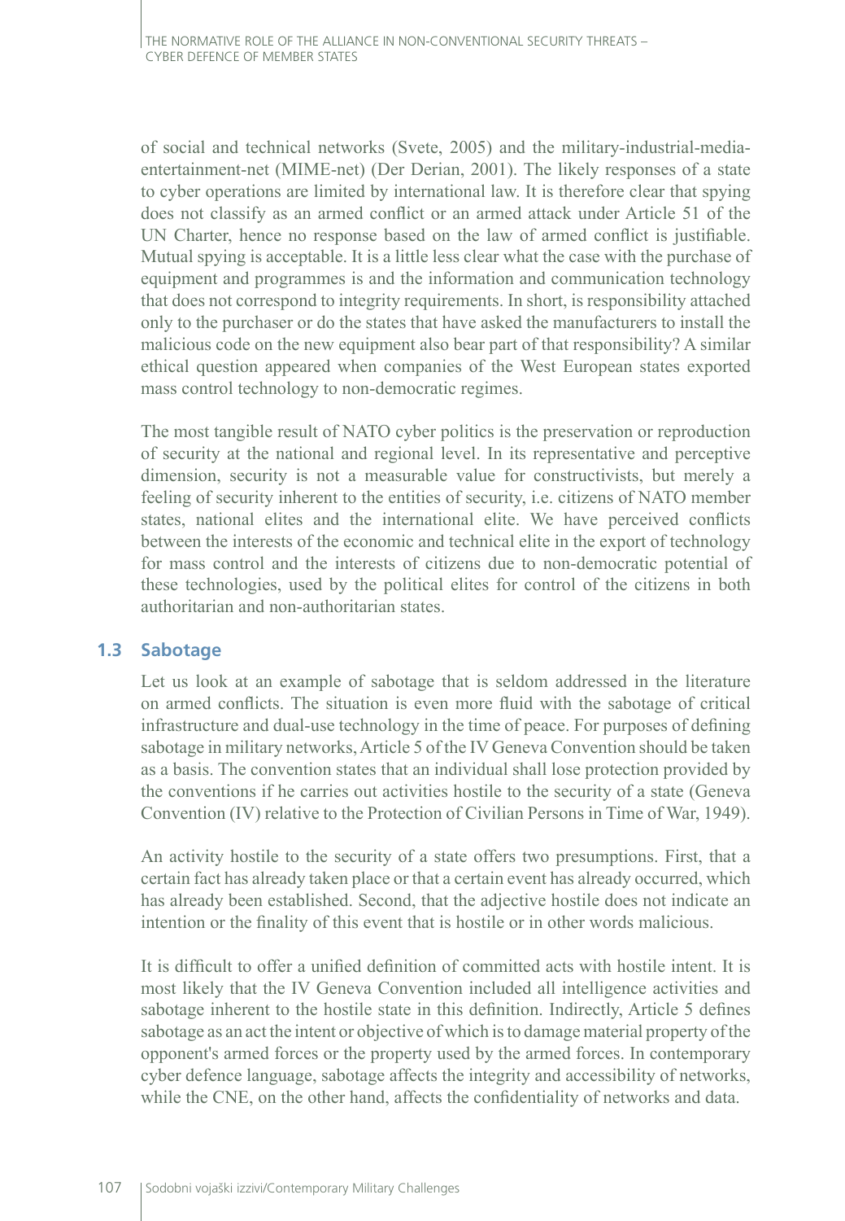of social and technical networks (Svete, 2005) and the military-industrial-media-entertainment-net (MIME-net) (Der Derian, 2001). The likely responses of a state to cyber operations are limited by international law. It is therefore clear that spying does not classify as an armed conflict or an armed attack under Article 51 of the UN Charter, hence no response based on the law of armed conflict is justifiable. Mutual spying is acceptable. It is a little less clear what the case with the purchase of equipment and programmes is and the information and communication technology that does not correspond to integrity requirements. In short, is responsibility attached only to the purchaser or do the states that have asked the manufacturers to install the malicious code on the new equipment also bear part of that responsibility? A similar ethical question appeared when companies of the West European states exported mass control technology to non-democratic regimes.

The most tangible result of NATO cyber politics is the preservation or reproduction of security at the national and regional level. In its representative and perceptive dimension, security is not a measurable value for constructivists, but merely a feeling of security inherent to the entities of security, i.e. citizens of NATO member states, national elites and the international elite. We have perceived conflicts between the interests of the economic and technical elite in the export of technology for mass control and the interests of citizens due to non-democratic potential of these technologies, used by the political elites for control of the citizens in both authoritarian and non-authoritarian states.

## 1.3 Sabotage

Let us look at an example of sabotage that is seldom addressed in the literature on armed conflicts. The situation is even more fluid with the sabotage of critical infrastructure and dual-use technology in the time of peace. For purposes of defining sabotage in military networks, Article 5 of the IV Geneva Convention should be taken as a basis. The convention states that an individual shall lose protection provided by the conventions if he carries out activities hostile to the security of a state (Geneva Convention (IV) relative to the Protection of Civilian Persons in Time of War, 1949).

An activity hostile to the security of a state offers two presumptions. First, that a certain fact has already taken place or that a certain event has already occurred, which has already been established. Second, that the adjective hostile does not indicate an intention or the finality of this event that is hostile or in other words malicious.

It is difficult to offer a unified definition of committed acts with hostile intent. It is most likely that the IV Geneva Convention included all intelligence activities and sabotage inherent to the hostile state in this definition. Indirectly, Article 5 defines sabotage as an act the intent or objective of which is to damage material property of the opponent's armed forces or the property used by the armed forces. In contemporary cyber defence language, sabotage affects the integrity and accessibility of networks, while the CNE, on the other hand, affects the confidentiality of networks and data.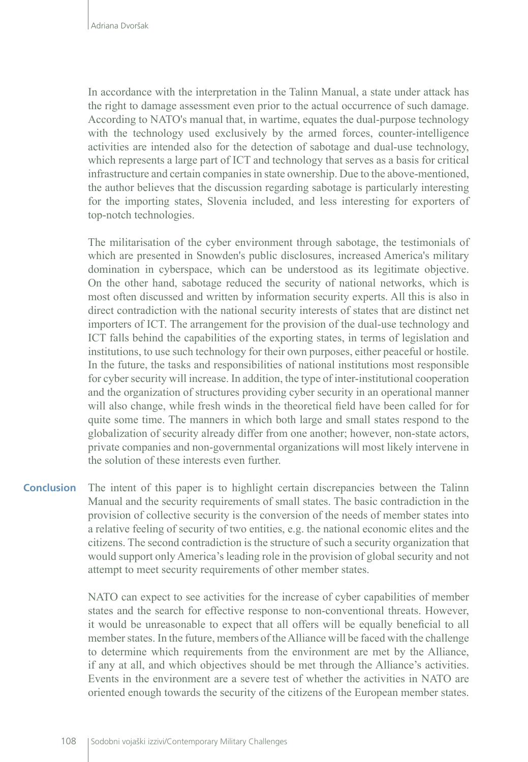In accordance with the interpretation in the Talinn Manual, a state under attack has the right to damage assessment even prior to the actual occurrence of such damage. According to NATO's manual that, in wartime, equates the dual-purpose technology with the technology used exclusively by the armed forces, counter-intelligence activities are intended also for the detection of sabotage and dual-use technology, which represents a large part of ICT and technology that serves as a basis for critical infrastructure and certain companies in state ownership. Due to the above-mentioned, the author believes that the discussion regarding sabotage is particularly interesting for the importing states, Slovenia included, and less interesting for exporters of top-notch technologies.

The militarisation of the cyber environment through sabotage, the testimonials of which are presented in Snowden's public disclosures, increased America's military domination in cyberspace, which can be understood as its legitimate objective. On the other hand, sabotage reduced the security of national networks, which is most often discussed and written by information security experts. All this is also in direct contradiction with the national security interests of states that are distinct net importers of ICT. The arrangement for the provision of the dual-use technology and ICT falls behind the capabilities of the exporting states, in terms of legislation and institutions, to use such technology for their own purposes, either peaceful or hostile. In the future, the tasks and responsibilities of national institutions most responsible for cyber security will increase. In addition, the type of inter-institutional cooperation and the organization of structures providing cyber security in an operational manner will also change, while fresh winds in the theoretical field have been called for for quite some time. The manners in which both large and small states respond to the globalization of security already differ from one another; however, non-state actors, private companies and non-governmental organizations will most likely intervene in the solution of these interests even further.

## Conclusion

The intent of this paper is to highlight certain discrepancies between the Talinn Manual and the security requirements of small states. The basic contradiction in the provision of collective security is the conversion of the needs of member states into a relative feeling of security of two entities, e.g. the national economic elites and the citizens. The second contradiction is the structure of such a security organization that would support only America's leading role in the provision of global security and not attempt to meet security requirements of other member states.

NATO can expect to see activities for the increase of cyber capabilities of member states and the search for effective response to non-conventional threats. However, it would be unreasonable to expect that all offers will be equally beneficial to all member states. In the future, members of the Alliance will be faced with the challenge to determine which requirements from the environment are met by the Alliance, if any at all, and which objectives should be met through the Alliance's activities. Events in the environment are a severe test of whether the activities in NATO are oriented enough towards the security of the citizens of the European member states.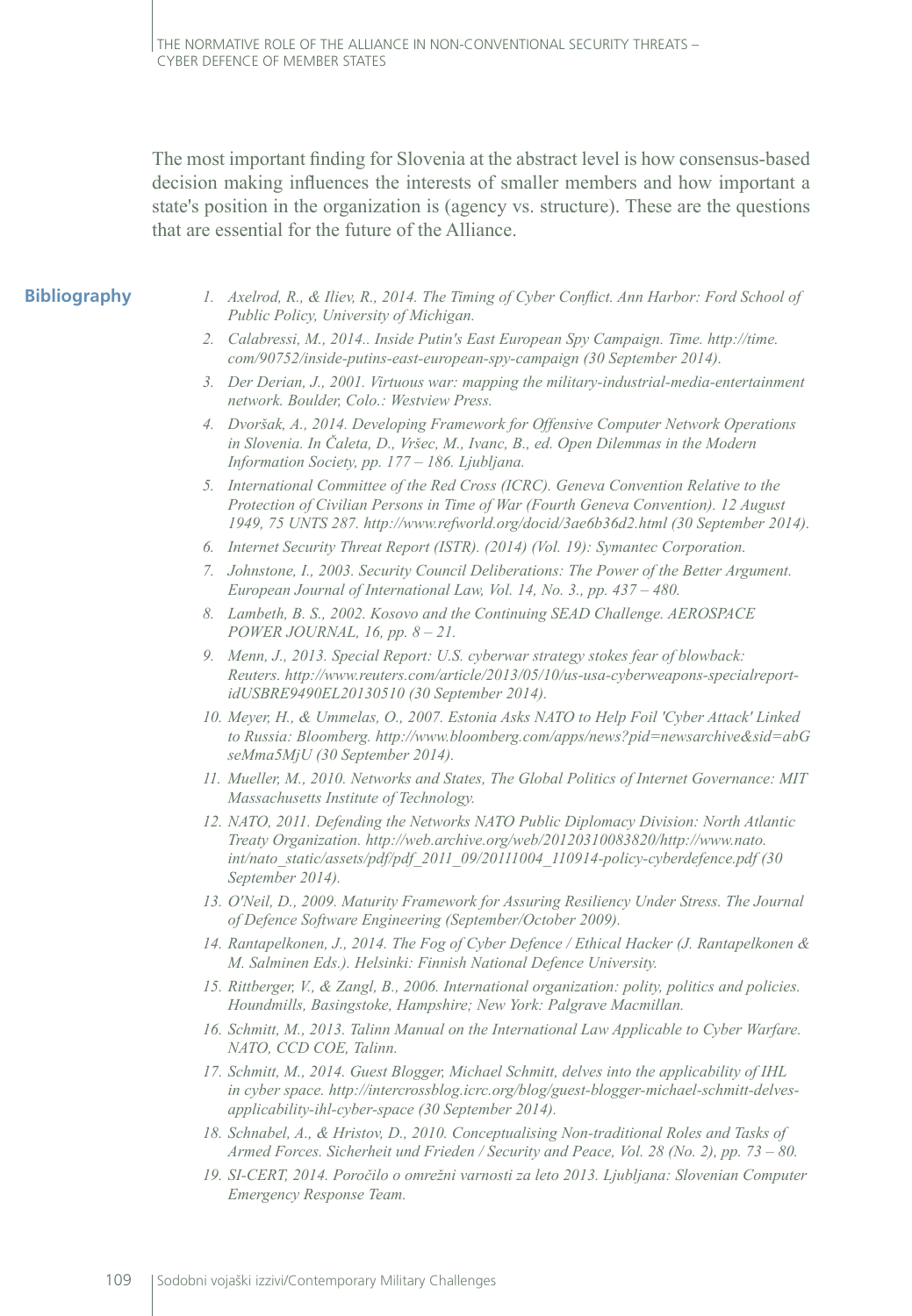The most important finding for Slovenia at the abstract level is how consensus-based decision making influences the interests of smaller members and how important a state's position in the organization is (agency vs. structure). These are the questions that are essential for the future of the Alliance.

## Bibliography

1. *Axelrod, R., & Iliev, R., 2014. The Timing of Cyber Conflict. Ann Harbor: Ford School of Public Policy, University of Michigan.*
2. *Calabressi, M., 2014.. Inside Putin's East European Spy Campaign. Time. http://time.com/90752/inside-putins-east-european-spy-campaign (30 September 2014).*
3. *Der Derian, J., 2001. Virtuous war: mapping the military-industrial-media-entertainment network. Boulder, Colo.: Westview Press.*
4. *Dvoršak, A., 2014. Developing Framework for Offensive Computer Network Operations in Slovenia. In Čaleta, D., Vršec, M., Ivanc, B., ed. Open Dilemmas in the Modern Information Society, pp. 177 – 186. Ljubljana.*
5. *International Committee of the Red Cross (ICRC). Geneva Convention Relative to the Protection of Civilian Persons in Time of War (Fourth Geneva Convention). 12 August 1949, 75 UNTS 287. http://www.refworld.org/docid/3ae6b36d2.html (30 September 2014).*
6. *Internet Security Threat Report (ISTR). (2014) (Vol. 19): Symantec Corporation.*
7. *Johnstone, I., 2003. Security Council Deliberations: The Power of the Better Argument. European Journal of International Law, Vol. 14, No. 3., pp. 437 – 480.*
8. *Lambeth, B. S., 2002. Kosovo and the Continuing SEAD Challenge. AEROSPACE POWER JOURNAL, 16, pp. 8 – 21.*
9. *Menn, J., 2013. Special Report: U.S. cyberwar strategy stokes fear of blowback: Reuters. http://www.reuters.com/article/2013/05/10/us-usa-cyberweapons-specialreport-idUSBRE9490EL20130510 (30 September 2014).*
10. *Meyer, H., & Ummelas, O., 2007. Estonia Asks NATO to Help Foil 'Cyber Attack' Linked to Russia: Bloomberg. http://www.bloomberg.com/apps/news?pid=newsarchive&sid=abGseMma5MjU (30 September 2014).*
11. *Mueller, M., 2010. Networks and States, The Global Politics of Internet Governance: MIT Massachusetts Institute of Technology.*
12. *NATO, 2011. Defending the Networks NATO Public Diplomacy Division: North Atlantic Treaty Organization. http://web.archive.org/web/20120310083820/http://www.nato.int/nato_static/assets/pdf/pdf_2011_09/20111004_110914-policy-cyberdefence.pdf (30 September 2014).*
13. *O'Neil, D., 2009. Maturity Framework for Assuring Resiliency Under Stress. The Journal of Defence Software Engineering (September/October 2009).*
14. *Rantapelkonen, J., 2014. The Fog of Cyber Defence / Ethical Hacker (J. Rantapelkonen & M. Salminen Eds.). Helsinki: Finnish National Defence University.*
15. *Rittberger, V., & Zangl, B., 2006. International organization: polity, politics and policies. Houndmills, Basingstoke, Hampshire; New York: Palgrave Macmillan.*
16. *Schmitt, M., 2013. Talinn Manual on the International Law Applicable to Cyber Warfare. NATO, CCD COE, Talinn.*
17. *Schmitt, M., 2014. Guest Blogger, Michael Schmitt, delves into the applicability of IHL in cyber space. http://intercrossblog.icrc.org/blog/guest-blogger-michael-schmitt-delves-applicability-ihl-cyber-space (30 September 2014).*
18. *Schnabel, A., & Hristov, D., 2010. Conceptualising Non-traditional Roles and Tasks of Armed Forces. Sicherheit und Frieden / Security and Peace, Vol. 28 (No. 2), pp. 73 – 80.*
19. *SI-CERT, 2014. Poročilo o omrežni varnosti za leto 2013. Ljubljana: Slovenian Computer Emergency Response Team.*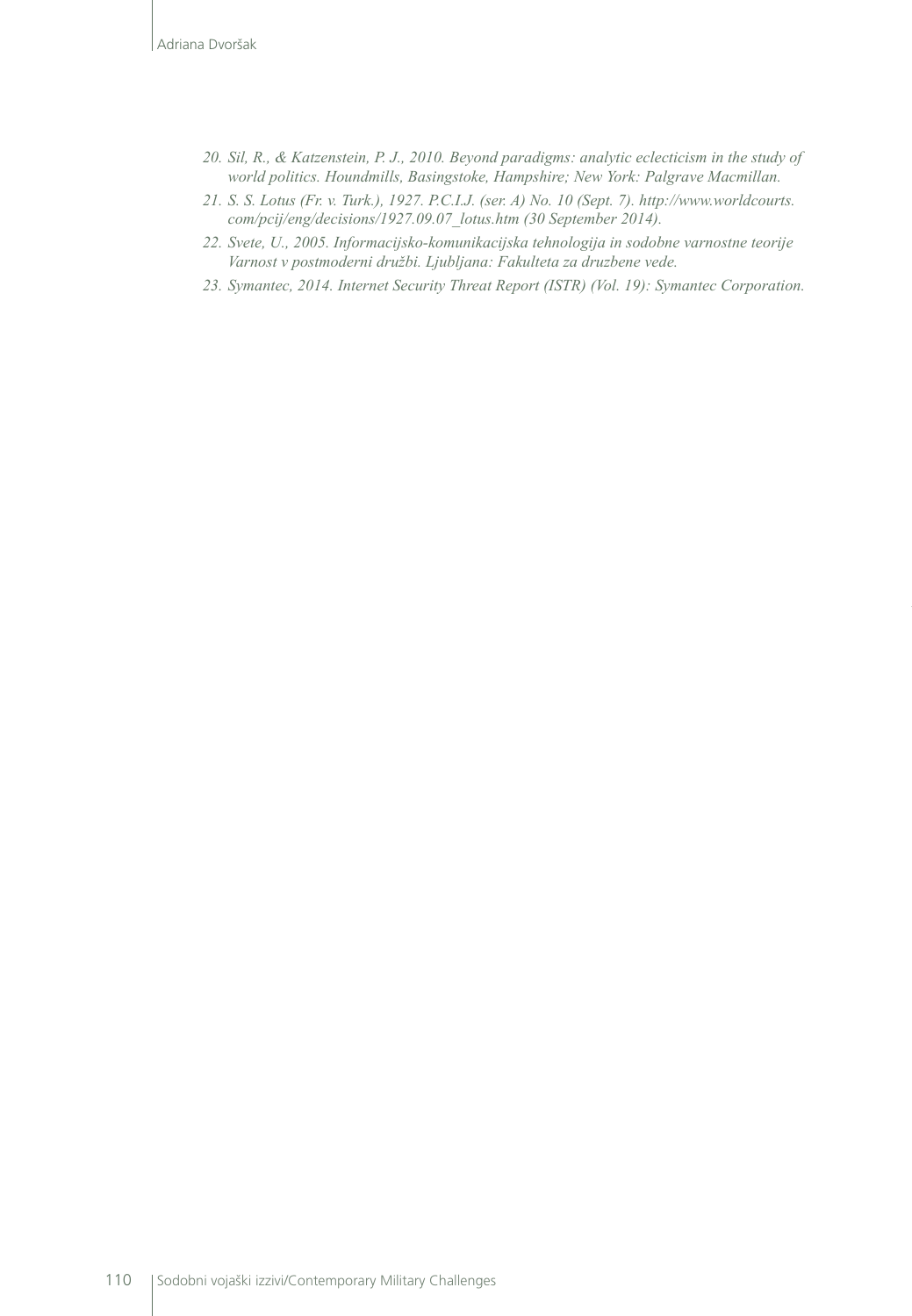20. *Sil, R., & Katzenstein, P. J., 2010. Beyond paradigms: analytic eclecticism in the study of world politics. Houndmills, Basingstoke, Hampshire; New York: Palgrave Macmillan.*
21. *S. S. Lotus (Fr. v. Turk.), 1927. P.C.I.J. (ser. A) No. 10 (Sept. 7). http://www.worldcourts.com/pcij/eng/decisions/1927.09.07_lotus.htm (30 September 2014).*
22. *Svete, U., 2005. Informacijsko-komunikacijska tehnologija in sodobne varnostne teorije Varnost v postmoderni družbi. Ljubljana: Fakulteta za druzbene vede.*
23. *Symantec, 2014. Internet Security Threat Report (ISTR) (Vol. 19): Symantec Corporation.*